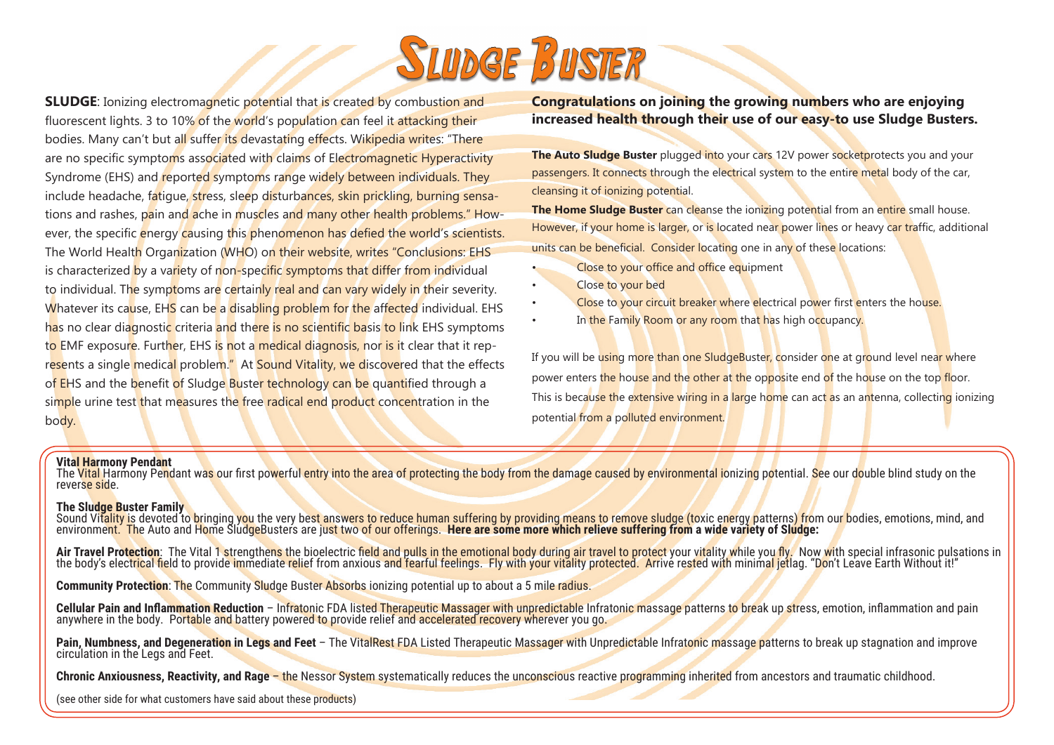# Sludge Buster

**SLUDGE**: Ionizing electromagnetic potential that is created by combustion and fluorescent lights. 3 to 10% of the world's population can feel it attacking their bodies. Many can't but all suffer its devastating effects. Wikipedia writes: "There are no specific symptoms associated with claims of Electromagnetic Hyperactivity Syndrome (EHS) and reported symptoms range widely between individuals. They include headache, fatigue, stress, sleep disturbances, skin prickling, burning sensations and rashes, pain and ache in muscles and many other health problems." However, the specific energy causing this phenomenon has defied the world's scientists. The World Health Organization (WHO) on their website, writes "Conclusions: EHS is characterized by a variety of non-specific symptoms that differ from individual to individual. The symptoms are certainly real and can vary widely in their severity. Whatever its cause, EHS can be a disabling problem for the affected individual. EHS has no clear diagnostic criteria and there is no scientific basis to link EHS symptoms to EMF exposure. Further, EHS is not a medical diagnosis, nor is it clear that it represents a single medical problem." At Sound Vitality, we discovered that the effects of EHS and the benefit of Sludge Buster technology can be quantified through a simple urine test that measures the free radical end product concentration in the body.

**Congratulations on joining the growing numbers who are enjoying increased health through their use of our easy-to use Sludge Busters.**

**The Auto Sludge Buster** plugged into your cars 12V power socketprotects you and your passengers. It connects through the electrical system to the entire metal body of the car, cleansing it of ionizing potential.

**The Home Sludge Buster** can cleanse the ionizing potential from an entire small house. However, if your home is larger, or is located near power lines or heavy car traffic, additional units can be beneficial. Consider locating one in any of these locations:

- Close to your office and office equipment
- Close to your bed
- Close to your circuit breaker where electrical power first enters the house.
- In the Family Room or any room that has high occupancy.

If you will be using more than one SludgeBuster, consider one at ground level near where power enters the house and the other at the opposite end of the house on the top floor. This is because the extensive wiring in a large home can act as an antenna, collecting ionizing potential from a polluted environment.

**Vital Harmony Pendant**
The Vital Harmony Pendant was our first powerful entry into the area of protecting the body from the damage caused by environmental ionizing potential. See our double blind study on the reverse side.

**The Sludge Buster Family**
Sound Vitality is devoted to bringing you the very best answers to reduce human suffering by providing means to remove sludge (toxic energy patterns) from our bodies, emotions, mind, and environment. The Auto and Home SludgeBusters are just two of our offerings. **Here are some more which relieve suffering from a wide variety of Sludge:**

**Air Travel Protection**: The Vital 1 strengthens the bioelectric field and pulls in the emotional body during air travel to protect your vitality while you fly. Now with special infrasonic pulsations in the body's electrical field to provide immediate relief from anxious and fearful feelings. Fly with your vitality protected. Arrive rested with minimal jetlag. "Don't Leave Earth Without it!"

**Community Protection**: The Community Sludge Buster Absorbs ionizing potential up to about a 5 mile radius.

**Cellular Pain and Inflammation Reduction** – Infratonic FDA listed Therapeutic Massager with unpredictable Infratonic massage patterns to break up stress, emotion, inflammation and pain anywhere in the body. Portable and battery powered to provide relief and accelerated recovery wherever you go.

**Pain, Numbness, and Degeneration in Legs and Feet** – The VitalRest FDA Listed Therapeutic Massager with Unpredictable Infratonic massage patterns to break up stagnation and improve circulation in the Legs and Feet.

**Chronic Anxiousness, Reactivity, and Rage** – the Nessor System systematically reduces the unconscious reactive programming inherited from ancestors and traumatic childhood.

(see other side for what customers have said about these products)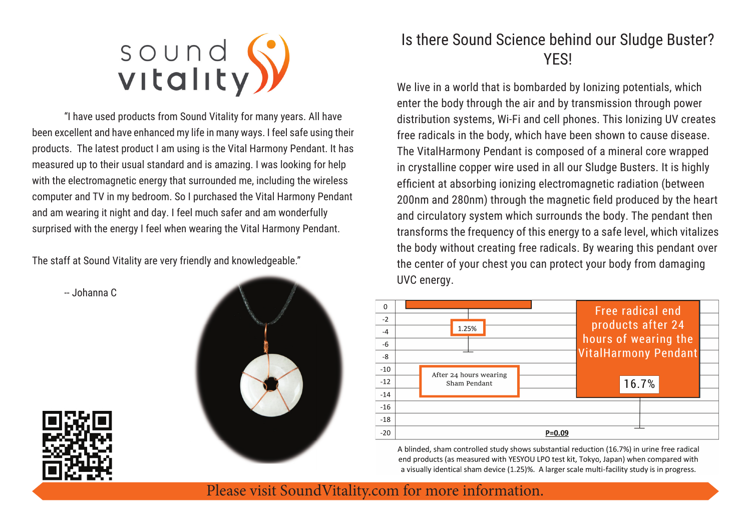sound vitality

"I have used products from Sound Vitality for many years. All have been excellent and have enhanced my life in many ways. I feel safe using their products. The latest product I am using is the Vital Harmony Pendant. It has measured up to their usual standard and is amazing. I was looking for help with the electromagnetic energy that surrounded me, including the wireless computer and TV in my bedroom. So I purchased the Vital Harmony Pendant and am wearing it night and day. I feel much safer and am wonderfully surprised with the energy I feel when wearing the Vital Harmony Pendant.

The staff at Sound Vitality are very friendly and knowledgeable."

-- Johanna C

## Is there Sound Science behind our Sludge Buster? YES!

We live in a world that is bombarded by Ionizing potentials, which enter the body through the air and by transmission through power distribution systems, Wi-Fi and cell phones. This Ionizing UV creates free radicals in the body, which have been shown to cause disease. The VitalHarmony Pendant is composed of a mineral core wrapped in crystalline copper wire used in all our Sludge Busters. It is highly efficient at absorbing ionizing electromagnetic radiation (between 200nm and 280nm) through the magnetic field produced by the heart and circulatory system which surrounds the body. The pendant then transforms the frequency of this energy to a safe level, which vitalizes the body without creating free radicals. By wearing this pendant over the center of your chest you can protect your body from damaging UVC energy.

0
-2
-4
-6
-8
-10
-12
-14
-16
-18
-20

1.25%

After 24 hours wearing Sham Pendant

Free radical end products after 24 hours of wearing the VitalHarmony Pendant

16.7%

P=0.09

A blinded, sham controlled study shows substantial reduction (16.7%) in urine free radical end products (as measured with YESYOU LPO test kit, Tokyo, Japan) when compared with a visually identical sham device (1.25)%. A larger scale multi-facility study is in progress.

Please visit SoundVitality.com for more information.